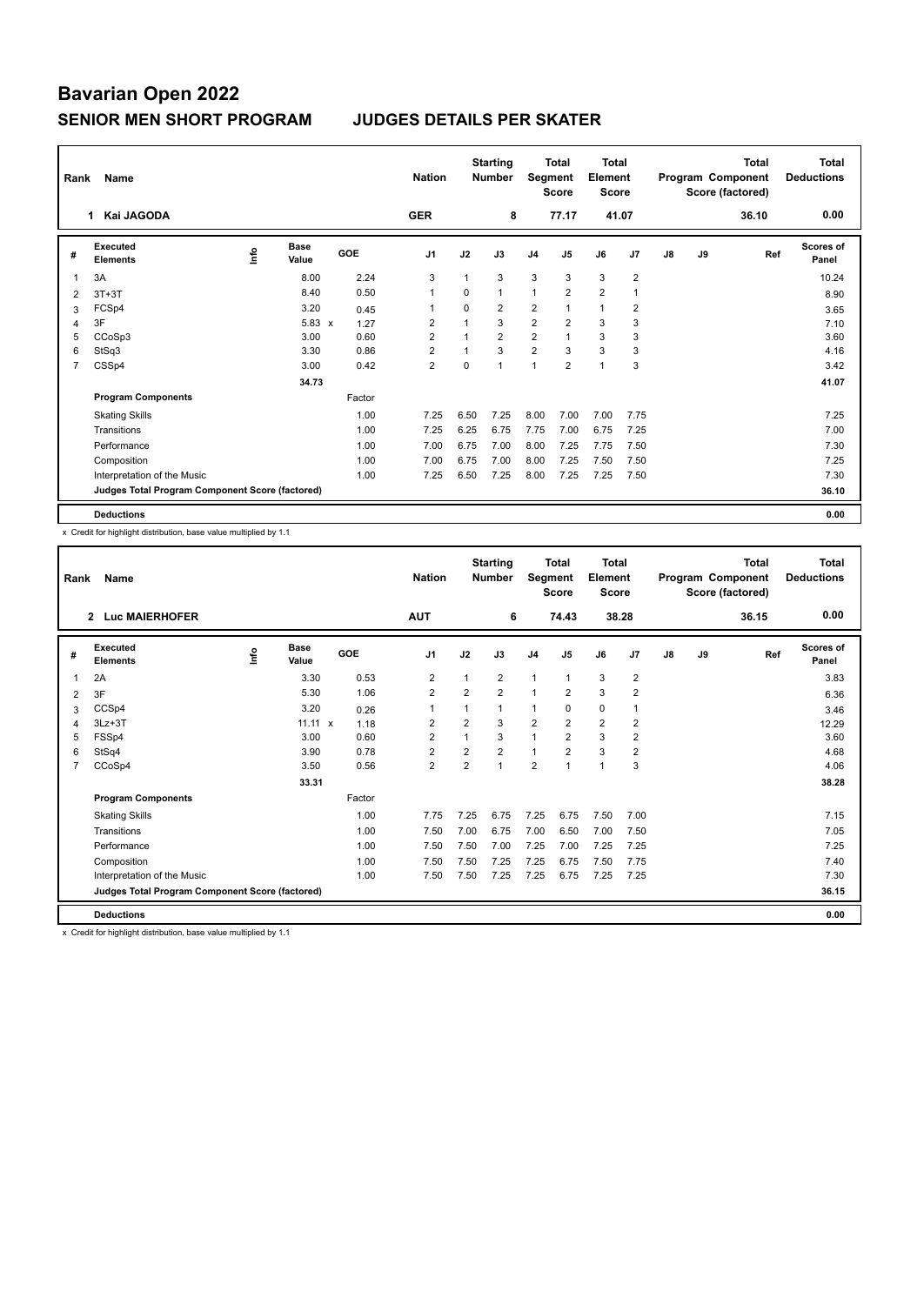# Bavarian Open 2022

## SENIOR MEN SHORT PROGRAM JUDGES DETAILS PER SKATER

| Rank | Name | Nation | Starting Number | Total Segment Score | Total Element Score | Total Program Component Score (factored) | Total Deductions |
|---|---|---|---|---|---|---|---|
| 1 | Kai JAGODA | GER | 8 | 77.17 | 41.07 | 36.10 | 0.00 |

| # | Executed Elements | Info | Base Value | | GOE | J1 | J2 | J3 | J4 | J5 | J6 | J7 | J8 | J9 | Ref | Scores of Panel |
|---|---|---|---|---|---|---|---|---|---|---|---|---|---|---|---|---|
| 1 | 3A | | 8.00 | | 2.24 | 3 | 1 | 3 | 3 | 3 | 3 | 2 | | | | 10.24 |
| 2 | 3T+3T | | 8.40 | | 0.50 | 1 | 0 | 1 | 1 | 2 | 2 | 1 | | | | 8.90 |
| 3 | FCSp4 | | 3.20 | | 0.45 | 1 | 0 | 2 | 2 | 1 | 1 | 2 | | | | 3.65 |
| 4 | 3F | | 5.83 | x | 1.27 | 2 | 1 | 3 | 2 | 2 | 3 | 3 | | | | 7.10 |
| 5 | CCoSp3 | | 3.00 | | 0.60 | 2 | 1 | 2 | 2 | 1 | 3 | 3 | | | | 3.60 |
| 6 | StSq3 | | 3.30 | | 0.86 | 2 | 1 | 3 | 2 | 3 | 3 | 3 | | | | 4.16 |
| 7 | CSSp4 | | 3.00 | | 0.42 | 2 | 0 | 1 | 1 | 2 | 1 | 3 | | | | 3.42 |
| | | | 34.73 | | | | | | | | | | | | | 41.07 |
| | **Program Components** | | | | Factor | | | | | | | | | | | |
| | Skating Skills | | | | 1.00 | 7.25 | 6.50 | 7.25 | 8.00 | 7.00 | 7.00 | 7.75 | | | | 7.25 |
| | Transitions | | | | 1.00 | 7.25 | 6.25 | 6.75 | 7.75 | 7.00 | 6.75 | 7.25 | | | | 7.00 |
| | Performance | | | | 1.00 | 7.00 | 6.75 | 7.00 | 8.00 | 7.25 | 7.75 | 7.50 | | | | 7.30 |
| | Composition | | | | 1.00 | 7.00 | 6.75 | 7.00 | 8.00 | 7.25 | 7.50 | 7.50 | | | | 7.25 |
| | Interpretation of the Music | | | | 1.00 | 7.25 | 6.50 | 7.25 | 8.00 | 7.25 | 7.25 | 7.50 | | | | 7.30 |
| | **Judges Total Program Component Score (factored)** | | | | | | | | | | | | | | | 36.10 |
| | **Deductions** | | | | | | | | | | | | | | | 0.00 |

x Credit for highlight distribution, base value multiplied by 1.1

| Rank | Name | Nation | Starting Number | Total Segment Score | Total Element Score | Total Program Component Score (factored) | Total Deductions |
|---|---|---|---|---|---|---|---|
| 2 | Luc MAIERHOFER | AUT | 6 | 74.43 | 38.28 | 36.15 | 0.00 |

| # | Executed Elements | Info | Base Value | | GOE | J1 | J2 | J3 | J4 | J5 | J6 | J7 | J8 | J9 | Ref | Scores of Panel |
|---|---|---|---|---|---|---|---|---|---|---|---|---|---|---|---|---|
| 1 | 2A | | 3.30 | | 0.53 | 2 | 1 | 2 | 1 | 1 | 3 | 2 | | | | 3.83 |
| 2 | 3F | | 5.30 | | 1.06 | 2 | 2 | 2 | 1 | 2 | 3 | 2 | | | | 6.36 |
| 3 | CCSp4 | | 3.20 | | 0.26 | 1 | 1 | 1 | 1 | 0 | 0 | 1 | | | | 3.46 |
| 4 | 3Lz+3T | | 11.11 | x | 1.18 | 2 | 2 | 3 | 2 | 2 | 2 | 2 | | | | 12.29 |
| 5 | FSSp4 | | 3.00 | | 0.60 | 2 | 1 | 3 | 1 | 2 | 3 | 2 | | | | 3.60 |
| 6 | StSq4 | | 3.90 | | 0.78 | 2 | 2 | 2 | 1 | 2 | 3 | 2 | | | | 4.68 |
| 7 | CCoSp4 | | 3.50 | | 0.56 | 2 | 2 | 1 | 2 | 1 | 1 | 3 | | | | 4.06 |
| | | | 33.31 | | | | | | | | | | | | | 38.28 |
| | **Program Components** | | | | Factor | | | | | | | | | | | |
| | Skating Skills | | | | 1.00 | 7.75 | 7.25 | 6.75 | 7.25 | 6.75 | 7.50 | 7.00 | | | | 7.15 |
| | Transitions | | | | 1.00 | 7.50 | 7.00 | 6.75 | 7.00 | 6.50 | 7.00 | 7.50 | | | | 7.05 |
| | Performance | | | | 1.00 | 7.50 | 7.50 | 7.00 | 7.25 | 7.00 | 7.25 | 7.25 | | | | 7.25 |
| | Composition | | | | 1.00 | 7.50 | 7.50 | 7.25 | 7.25 | 6.75 | 7.50 | 7.75 | | | | 7.40 |
| | Interpretation of the Music | | | | 1.00 | 7.50 | 7.50 | 7.25 | 7.25 | 6.75 | 7.25 | 7.25 | | | | 7.30 |
| | **Judges Total Program Component Score (factored)** | | | | | | | | | | | | | | | 36.15 |
| | **Deductions** | | | | | | | | | | | | | | | 0.00 |

x Credit for highlight distribution, base value multiplied by 1.1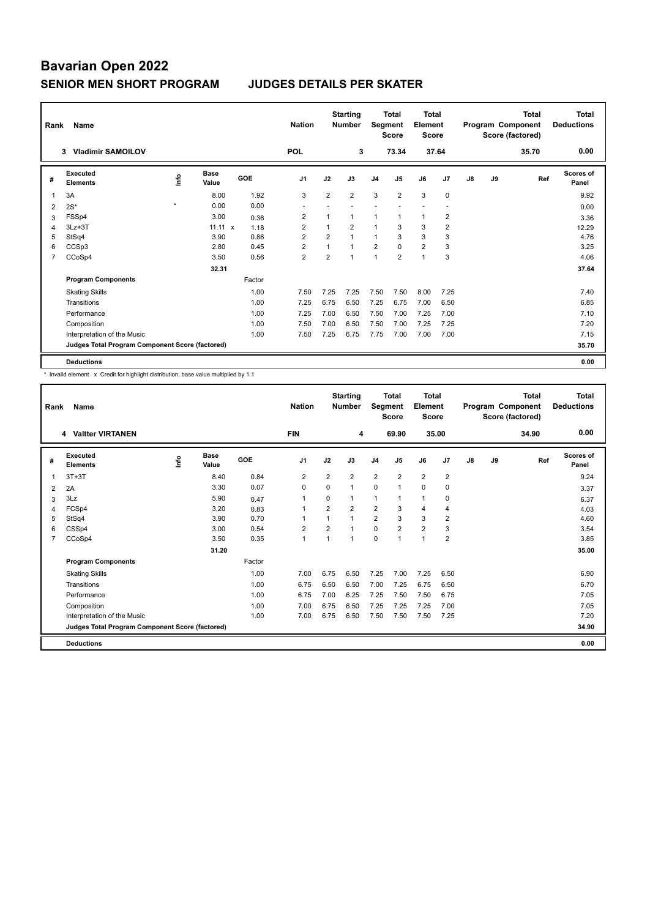# Bavarian Open 2022

## SENIOR MEN SHORT PROGRAM JUDGES DETAILS PER SKATER

| Rank | Name | Nation | Starting Number | Total Segment Score | Total Element Score | Total Program Component Score (factored) | Total Deductions |
|---|---|---|---|---|---|---|---|
| 3 | Vladimir SAMOILOV | POL | 3 | 73.34 | 37.64 | 35.70 | 0.00 |

| # | Executed Elements | Info | Base Value | | GOE | J1 | J2 | J3 | J4 | J5 | J6 | J7 | J8 | J9 | Ref | Scores of Panel |
|---|---|---|---|---|---|---|---|---|---|---|---|---|---|---|---|---|
| 1 | 3A | | 8.00 | | 1.92 | 3 | 2 | 2 | 3 | 2 | 3 | 0 | | | | 9.92 |
| 2 | 2S* | * | 0.00 | | 0.00 | - | - | - | - | - | - | - | | | | 0.00 |
| 3 | FSSp4 | | 3.00 | | 0.36 | 2 | 1 | 1 | 1 | 1 | 1 | 2 | | | | 3.36 |
| 4 | 3Lz+3T | | 11.11 | x | 1.18 | 2 | 1 | 2 | 1 | 3 | 3 | 2 | | | | 12.29 |
| 5 | StSq4 | | 3.90 | | 0.86 | 2 | 2 | 1 | 1 | 3 | 3 | 3 | | | | 4.76 |
| 6 | CCSp3 | | 2.80 | | 0.45 | 2 | 1 | 1 | 2 | 0 | 2 | 3 | | | | 3.25 |
| 7 | CCoSp4 | | 3.50 | | 0.56 | 2 | 2 | 1 | 1 | 2 | 1 | 3 | | | | 4.06 |
| | | | 32.31 | | | | | | | | | | | | | 37.64 |
| | **Program Components** | | | | Factor | | | | | | | | | | | |
| | Skating Skills | | | | 1.00 | 7.50 | 7.25 | 7.25 | 7.50 | 7.50 | 8.00 | 7.25 | | | | 7.40 |
| | Transitions | | | | 1.00 | 7.25 | 6.75 | 6.50 | 7.25 | 6.75 | 7.00 | 6.50 | | | | 6.85 |
| | Performance | | | | 1.00 | 7.25 | 7.00 | 6.50 | 7.50 | 7.00 | 7.25 | 7.00 | | | | 7.10 |
| | Composition | | | | 1.00 | 7.50 | 7.00 | 6.50 | 7.50 | 7.00 | 7.25 | 7.25 | | | | 7.20 |
| | Interpretation of the Music | | | | 1.00 | 7.50 | 7.25 | 6.75 | 7.75 | 7.00 | 7.00 | 7.00 | | | | 7.15 |
| | **Judges Total Program Component Score (factored)** | | | | | | | | | | | | | | | 35.70 |
| | **Deductions** | | | | | | | | | | | | | | | 0.00 |

\* Invalid element x Credit for highlight distribution, base value multiplied by 1.1

| Rank | Name | Nation | Starting Number | Total Segment Score | Total Element Score | Total Program Component Score (factored) | Total Deductions |
|---|---|---|---|---|---|---|---|
| 4 | Valtter VIRTANEN | FIN | 4 | 69.90 | 35.00 | 34.90 | 0.00 |

| # | Executed Elements | Info | Base Value | GOE | J1 | J2 | J3 | J4 | J5 | J6 | J7 | J8 | J9 | Ref | Scores of Panel |
|---|---|---|---|---|---|---|---|---|---|---|---|---|---|---|---|
| 1 | 3T+3T | | 8.40 | 0.84 | 2 | 2 | 2 | 2 | 2 | 2 | 2 | | | | 9.24 |
| 2 | 2A | | 3.30 | 0.07 | 0 | 0 | 1 | 0 | 1 | 0 | 0 | | | | 3.37 |
| 3 | 3Lz | | 5.90 | 0.47 | 1 | 0 | 1 | 1 | 1 | 1 | 0 | | | | 6.37 |
| 4 | FCSp4 | | 3.20 | 0.83 | 1 | 2 | 2 | 2 | 3 | 4 | 4 | | | | 4.03 |
| 5 | StSq4 | | 3.90 | 0.70 | 1 | 1 | 1 | 2 | 3 | 3 | 2 | | | | 4.60 |
| 6 | CSSp4 | | 3.00 | 0.54 | 2 | 2 | 1 | 0 | 2 | 2 | 3 | | | | 3.54 |
| 7 | CCoSp4 | | 3.50 | 0.35 | 1 | 1 | 1 | 0 | 1 | 1 | 2 | | | | 3.85 |
| | | | 31.20 | | | | | | | | | | | | 35.00 |
| | **Program Components** | | | Factor | | | | | | | | | | | |
| | Skating Skills | | | 1.00 | 7.00 | 6.75 | 6.50 | 7.25 | 7.00 | 7.25 | 6.50 | | | | 6.90 |
| | Transitions | | | 1.00 | 6.75 | 6.50 | 6.50 | 7.00 | 7.25 | 6.75 | 6.50 | | | | 6.70 |
| | Performance | | | 1.00 | 6.75 | 7.00 | 6.25 | 7.25 | 7.50 | 7.50 | 6.75 | | | | 7.05 |
| | Composition | | | 1.00 | 7.00 | 6.75 | 6.50 | 7.25 | 7.25 | 7.25 | 7.00 | | | | 7.05 |
| | Interpretation of the Music | | | 1.00 | 7.00 | 6.75 | 6.50 | 7.50 | 7.50 | 7.50 | 7.25 | | | | 7.20 |
| | **Judges Total Program Component Score (factored)** | | | | | | | | | | | | | | 34.90 |
| | **Deductions** | | | | | | | | | | | | | | 0.00 |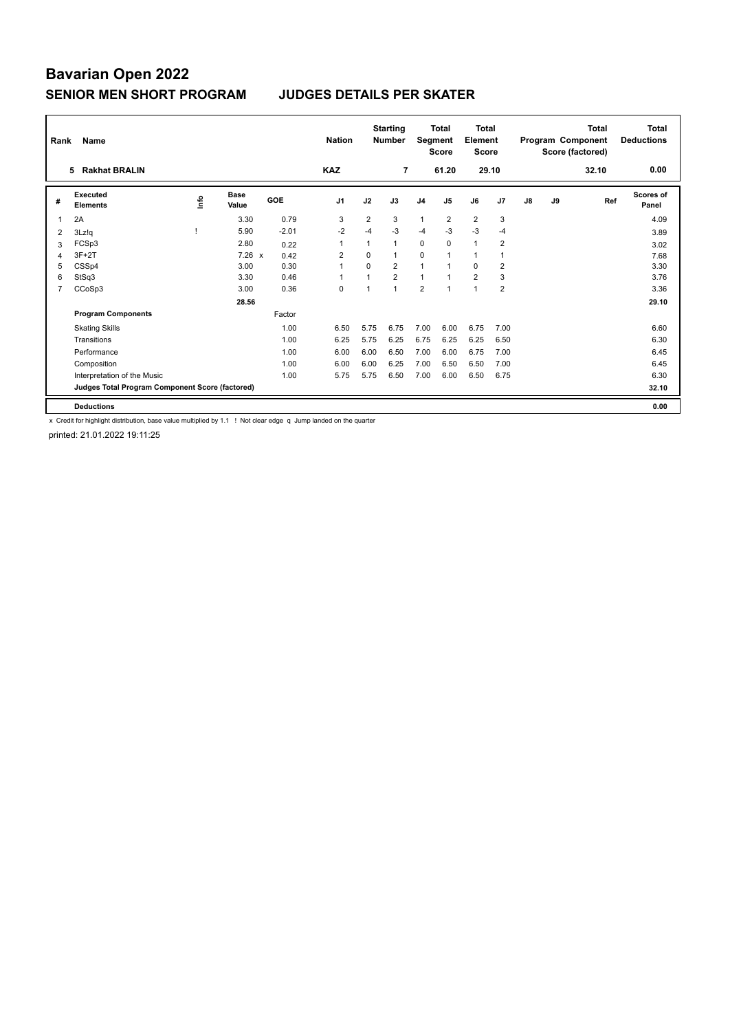# Bavarian Open 2022

## SENIOR MEN SHORT PROGRAM JUDGES DETAILS PER SKATER

| Rank | Name | Nation | Starting Number | Total Segment Score | Total Element Score | Total Program Component Score (factored) | Total Deductions |
|---|---|---|---|---|---|---|---|
| 5 | Rakhat BRALIN | KAZ | 7 | 61.20 | 29.10 | 32.10 | 0.00 |

| # | Executed Elements | Info | Base Value | | GOE | J1 | J2 | J3 | J4 | J5 | J6 | J7 | J8 | J9 | Ref | Scores of Panel |
|---|---|---|---|---|---|---|---|---|---|---|---|---|---|---|---|---|
| 1 | 2A | | 3.30 | | 0.79 | 3 | 2 | 3 | 1 | 2 | 2 | 3 | | | | 4.09 |
| 2 | 3Lz!q | ! | 5.90 | | -2.01 | -2 | -4 | -3 | -4 | -3 | -3 | -4 | | | | 3.89 |
| 3 | FCSp3 | | 2.80 | | 0.22 | 1 | 1 | 1 | 0 | 0 | 1 | 2 | | | | 3.02 |
| 4 | 3F+2T | | 7.26 | x | 0.42 | 2 | 0 | 1 | 0 | 1 | 1 | 1 | | | | 7.68 |
| 5 | CSSp4 | | 3.00 | | 0.30 | 1 | 0 | 2 | 1 | 1 | 0 | 2 | | | | 3.30 |
| 6 | StSq3 | | 3.30 | | 0.46 | 1 | 1 | 2 | 1 | 1 | 2 | 3 | | | | 3.76 |
| 7 | CCoSp3 | | 3.00 | | 0.36 | 0 | 1 | 1 | 2 | 1 | 1 | 2 | | | | 3.36 |
| | | | 28.56 | | | | | | | | | | | | | 29.10 |
| | **Program Components** | | | | Factor | | | | | | | | | | | |
| | Skating Skills | | | | 1.00 | 6.50 | 5.75 | 6.75 | 7.00 | 6.00 | 6.75 | 7.00 | | | | 6.60 |
| | Transitions | | | | 1.00 | 6.25 | 5.75 | 6.25 | 6.75 | 6.25 | 6.25 | 6.50 | | | | 6.30 |
| | Performance | | | | 1.00 | 6.00 | 6.00 | 6.50 | 7.00 | 6.00 | 6.75 | 7.00 | | | | 6.45 |
| | Composition | | | | 1.00 | 6.00 | 6.00 | 6.25 | 7.00 | 6.50 | 6.50 | 7.00 | | | | 6.45 |
| | Interpretation of the Music | | | | 1.00 | 5.75 | 5.75 | 6.50 | 7.00 | 6.00 | 6.50 | 6.75 | | | | 6.30 |
| | **Judges Total Program Component Score (factored)** | | | | | | | | | | | | | | | 32.10 |
| | **Deductions** | | | | | | | | | | | | | | | 0.00 |

x Credit for highlight distribution, base value multiplied by 1.1 ! Not clear edge q Jump landed on the quarter

printed: 21.01.2022 19:11:25